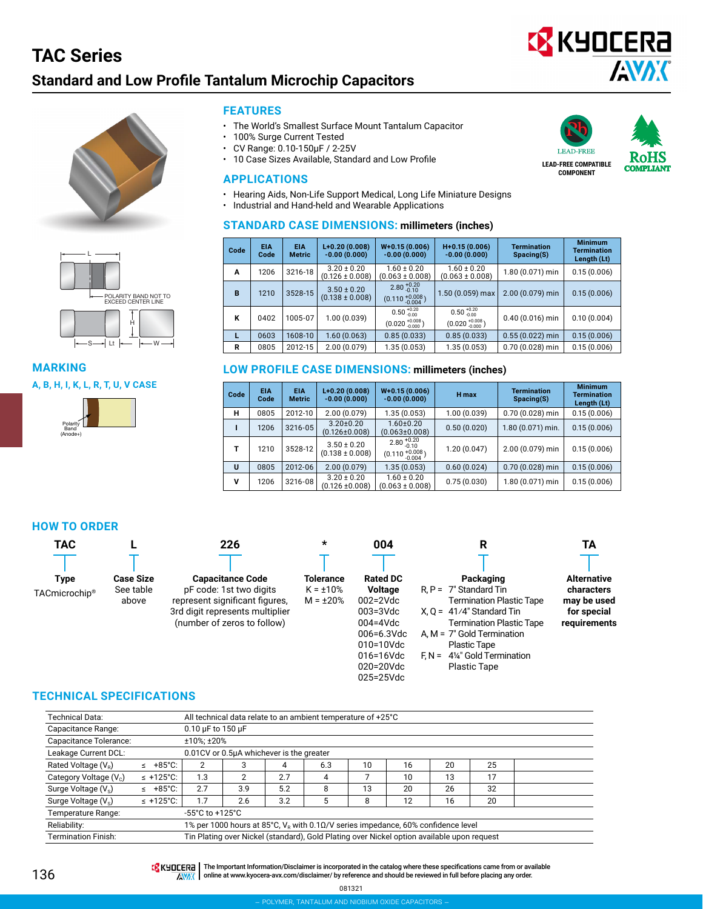# TAC Series

## Standard and Low Profile Tantalum Microchip Capacitors

### FEATURES

- The World's Smallest Surface Mount Tantalum Capacitor
- 100% Surge Current Tested
- CV Range: 0.10-150μF / 2-25V
- 10 Case Sizes Available, Standard and Low Profile

LEAD-FREE COMPATIBLE COMPONENT

RoHS COMPLIANT

### APPLICATIONS

- Hearing Aids, Non-Life Support Medical, Long Life Miniature Designs
- Industrial and Hand-held and Wearable Applications

### STANDARD CASE DIMENSIONS: millimeters (inches)

| Code | EIA Code | EIA Metric | L+0.20 (0.008) -0.00 (0.000) | W+0.15 (0.006) -0.00 (0.000) | H+0.15 (0.006) -0.00 (0.000) | Termination Spacing(S) | Minimum Termination Length (Lt) |
|---|---|---|---|---|---|---|---|
| A | 1206 | 3216-18 | 3.20 ± 0.20 (0.126 ± 0.008) | 1.60 ± 0.20 (0.063 ± 0.008) | 1.60 ± 0.20 (0.063 ± 0.008) | 1.80 (0.071) min | 0.15 (0.006) |
| B | 1210 | 3528-15 | 3.50 ± 0.20 (0.138 ± 0.008) | 2.80 $^{+0.20}_{-0.10}$ (0.110 $^{+0.008}_{-0.004}$) | 1.50 (0.059) max | 2.00 (0.079) min | 0.15 (0.006) |
| K | 0402 | 1005-07 | 1.00 (0.039) | 0.50 $^{+0.20}_{-0.00}$ (0.020 $^{+0.008}_{-0.000}$) | 0.50 $^{+0.20}_{-0.00}$ (0.020 $^{+0.008}_{-0.000}$) | 0.40 (0.016) min | 0.10 (0.004) |
| L | 0603 | 1608-10 | 1.60 (0.063) | 0.85 (0.033) | 0.85 (0.033) | 0.55 (0.022) min | 0.15 (0.006) |
| R | 0805 | 2012-15 | 2.00 (0.079) | 1.35 (0.053) | 1.35 (0.053) | 0.70 (0.028) min | 0.15 (0.006) |

POLARITY BAND NOT TO EXCEED CENTER LINE

### LOW PROFILE CASE DIMENSIONS: millimeters (inches)

| Code | EIA Code | EIA Metric | L+0.20 (0.008) -0.00 (0.000) | W+0.15 (0.006) -0.00 (0.000) | H max | Termination Spacing(S) | Minimum Termination Length (Lt) |
|---|---|---|---|---|---|---|---|
| H | 0805 | 2012-10 | 2.00 (0.079) | 1.35 (0.053) | 1.00 (0.039) | 0.70 (0.028) min | 0.15 (0.006) |
| I | 1206 | 3216-05 | 3.20±0.20 (0.126±0.008) | 1.60±0.20 (0.063±0.008) | 0.50 (0.020) | 1.80 (0.071) min. | 0.15 (0.006) |
| T | 1210 | 3528-12 | 3.50 ± 0.20 (0.138 ± 0.008) | 2.80 $^{+0.20}_{-0.10}$ (0.110 $^{+0.008}_{-0.004}$) | 1.20 (0.047) | 2.00 (0.079) min | 0.15 (0.006) |
| U | 0805 | 2012-06 | 2.00 (0.079) | 1.35 (0.053) | 0.60 (0.024) | 0.70 (0.028) min | 0.15 (0.006) |
| V | 1206 | 3216-08 | 3.20 ± 0.20 (0.126 ±0.008) | 1.60 ± 0.20 (0.063 ± 0.008) | 0.75 (0.030) | 1.80 (0.071) min | 0.15 (0.006) |

### MARKING

**A, B, H, I, K, L, R, T, U, V CASE**

Polarity Band (Anode+)

### HOW TO ORDER

| TAC | L | 226 | * | 004 | R | TA |
|---|---|---|---|---|---|---|
| **Type** TACmicrochip® | **Case Size** See table above | **Capacitance Code** pF code: 1st two digits represent significant figures, 3rd digit represents multiplier (number of zeros to follow) | **Tolerance** K = ±10% M = ±20% | **Rated DC Voltage** 002=2Vdc 003=3Vdc 004=4Vdc 006=6.3Vdc 010=10Vdc 016=16Vdc 020=20Vdc 025=25Vdc | **Packaging** R, P = 7" Standard Tin Termination Plastic Tape; X, Q = 41⁄4" Standard Tin Termination Plastic Tape; A, M = 7" Gold Termination Plastic Tape; F, N = 4¼" Gold Termination Plastic Tape | **Alternative characters may be used for special requirements** |

### TECHNICAL SPECIFICATIONS

| Technical Data: | | All technical data relate to an ambient temperature of +25°C | | | | | | | |
|---|---|---|---|---|---|---|---|---|---|
| Capacitance Range: | | 0.10 μF to 150 μF | | | | | | | |
| Capacitance Tolerance: | | ±10%; ±20% | | | | | | | |
| Leakage Current DCL: | | 0.01CV or 0.5μA whichever is the greater | | | | | | | |
| Rated Voltage ($V_R$) | ≤ +85°C: | 2 | 3 | 4 | 6.3 | 10 | 16 | 20 | 25 |
| Category Voltage ($V_C$) | ≤ +125°C: | 1.3 | 2 | 2.7 | 4 | 7 | 10 | 13 | 17 |
| Surge Voltage ($V_S$) | ≤ +85°C: | 2.7 | 3.9 | 5.2 | 8 | 13 | 20 | 26 | 32 |
| Surge Voltage ($V_S$) | ≤ +125°C: | 1.7 | 2.6 | 3.2 | 5 | 8 | 12 | 16 | 20 |
| Temperature Range: | | -55°C to +125°C | | | | | | | |
| Reliability: | | 1% per 1000 hours at 85°C, $V_R$ with 0.1Ω/V series impedance, 60% confidence level | | | | | | | |
| Termination Finish: | | Tin Plating over Nickel (standard), Gold Plating over Nickel option available upon request | | | | | | | |

The Important Information/Disclaimer is incorporated in the catalog where these specifications came from or available online at www.kyocera-avx.com/disclaimer/ by reference and should be reviewed in full before placing any order.

081321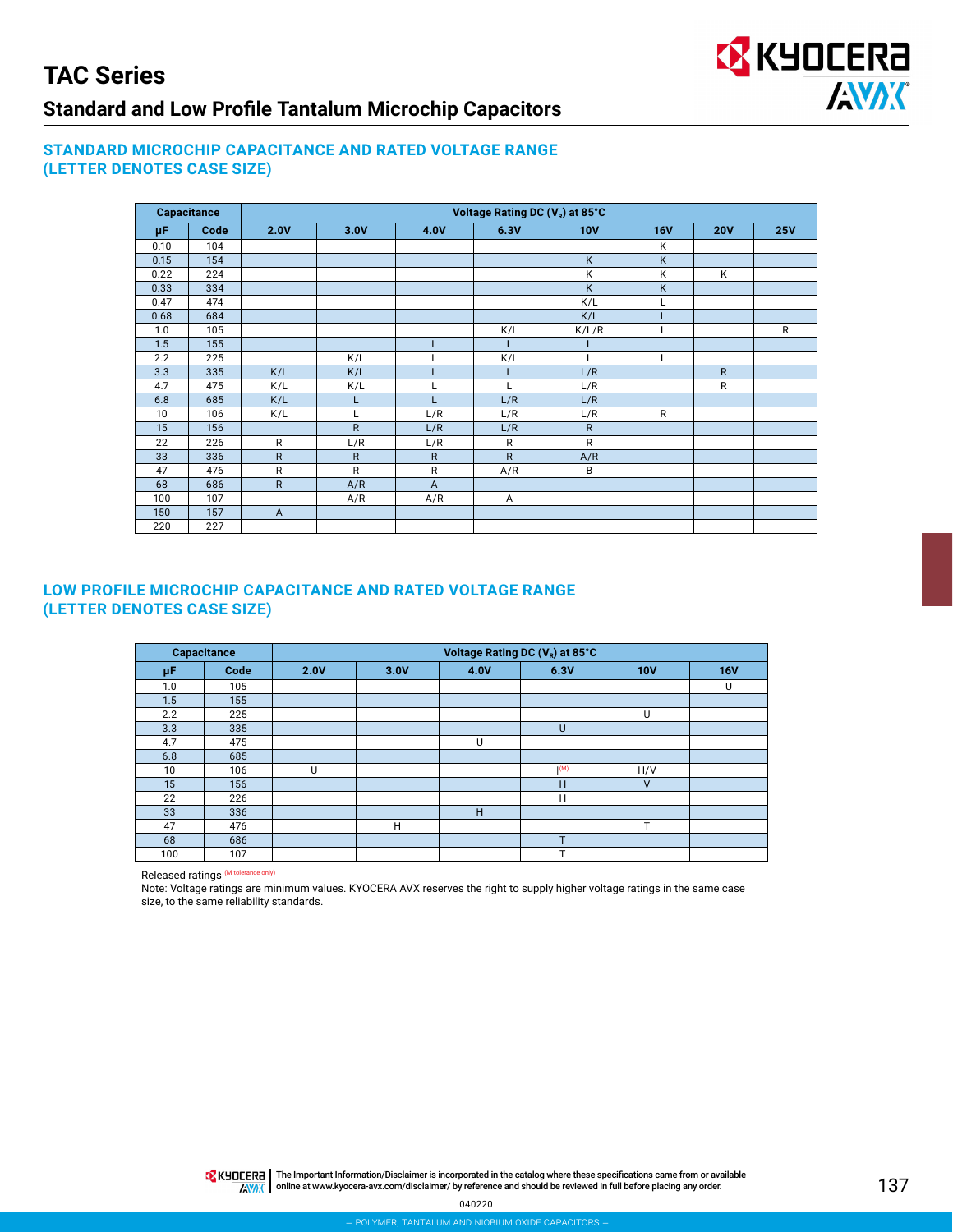# TAC Series

## Standard and Low Profile Tantalum Microchip Capacitors

### STANDARD MICROCHIP CAPACITANCE AND RATED VOLTAGE RANGE (LETTER DENOTES CASE SIZE)

| Capacitance | | Voltage Rating DC ($V_R$) at 85°C | | | | | | | |
|---|---|---|---|---|---|---|---|---|---|
| μF | Code | 2.0V | 3.0V | 4.0V | 6.3V | 10V | 16V | 20V | 25V |
| 0.10 | 104 | | | | | | K | | |
| 0.15 | 154 | | | | | K | K | | |
| 0.22 | 224 | | | | | K | K | K | |
| 0.33 | 334 | | | | | K | K | | |
| 0.47 | 474 | | | | | K/L | L | | |
| 0.68 | 684 | | | | | K/L | L | | |
| 1.0 | 105 | | | | K/L | K/L/R | L | | R |
| 1.5 | 155 | | | L | L | L | | | |
| 2.2 | 225 | | K/L | L | K/L | L | L | | |
| 3.3 | 335 | K/L | K/L | L | L | L/R | | R | |
| 4.7 | 475 | K/L | K/L | L | L | L/R | | R | |
| 6.8 | 685 | K/L | L | L | L/R | L/R | | | |
| 10 | 106 | K/L | L | L/R | L/R | L/R | R | | |
| 15 | 156 | | R | L/R | L/R | R | | | |
| 22 | 226 | R | L/R | L/R | R | R | | | |
| 33 | 336 | R | R | R | R | A/R | | | |
| 47 | 476 | R | R | R | A/R | B | | | |
| 68 | 686 | R | A/R | A | | | | | |
| 100 | 107 | | A/R | A/R | A | | | | |
| 150 | 157 | A | | | | | | | |
| 220 | 227 | | | | | | | | |

### LOW PROFILE MICROCHIP CAPACITANCE AND RATED VOLTAGE RANGE (LETTER DENOTES CASE SIZE)

| Capacitance | | Voltage Rating DC ($V_R$) at 85°C | | | | | |
|---|---|---|---|---|---|---|---|
| μF | Code | 2.0V | 3.0V | 4.0V | 6.3V | 10V | 16V |
| 1.0 | 105 | | | | | | U |
| 1.5 | 155 | | | | | | |
| 2.2 | 225 | | | | | U | |
| 3.3 | 335 | | | | U | | |
| 4.7 | 475 | | | U | | | |
| 6.8 | 685 | | | | | | |
| 10 | 106 | U | | | I (M) | H/V | |
| 15 | 156 | | | | H | V | |
| 22 | 226 | | | | H | | |
| 33 | 336 | | | H | | | |
| 47 | 476 | | H | | | T | |
| 68 | 686 | | | | T | | |
| 100 | 107 | | | | T | | |

Released ratings (M tolerance only)

Note: Voltage ratings are minimum values. KYOCERA AVX reserves the right to supply higher voltage ratings in the same case size, to the same reliability standards.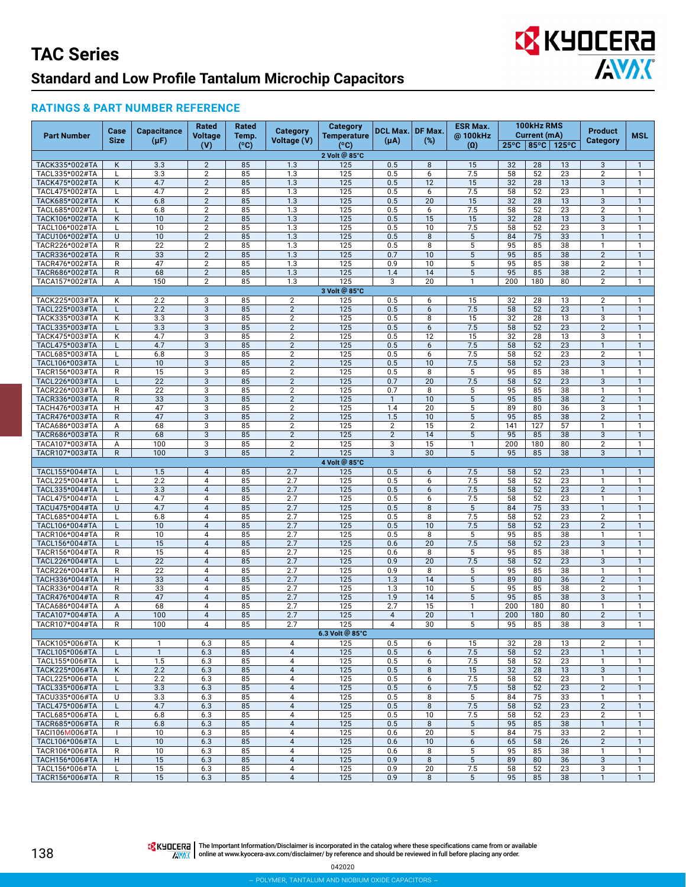# TAC Series

## Standard and Low Profile Tantalum Microchip Capacitors

### RATINGS & PART NUMBER REFERENCE

| Part Number | Case Size | Capacitance (μF) | Rated Voltage (V) | Rated Temp. (°C) | Category Voltage (V) | Category Temperature (°C) | DCL Max. (μA) | DF Max. (%) | ESR Max. @ 100kHz (Ω) | 100kHz RMS Current (mA) | | | Product Category | MSL |
|---|---|---|---|---|---|---|---|---|---|---|---|---|---|---|
| | | | | | | | | | | 25°C | 85°C | 125°C | | |
| **2 Volt @ 85°C** | | | | | | | | | | | | | | |
| TACK335*002#TA | K | 3.3 | 2 | 85 | 1.3 | 125 | 0.5 | 8 | 15 | 32 | 28 | 13 | 3 | 1 |
| TACL335*002#TA | L | 3.3 | 2 | 85 | 1.3 | 125 | 0.5 | 6 | 7.5 | 58 | 52 | 23 | 2 | 1 |
| TACK475*002#TA | K | 4.7 | 2 | 85 | 1.3 | 125 | 0.5 | 12 | 15 | 32 | 28 | 13 | 3 | 1 |
| TACL475*002#TA | L | 4.7 | 2 | 85 | 1.3 | 125 | 0.5 | 6 | 7.5 | 58 | 52 | 23 | 1 | 1 |
| TACK685*002#TA | K | 6.8 | 2 | 85 | 1.3 | 125 | 0.5 | 20 | 15 | 32 | 28 | 13 | 3 | 1 |
| TACL685*002#TA | L | 6.8 | 2 | 85 | 1.3 | 125 | 0.5 | 6 | 7.5 | 58 | 52 | 23 | 2 | 1 |
| TACK106*002#TA | K | 10 | 2 | 85 | 1.3 | 125 | 0.5 | 15 | 15 | 32 | 28 | 13 | 3 | 1 |
| TACL106*002#TA | L | 10 | 2 | 85 | 1.3 | 125 | 0.5 | 10 | 7.5 | 58 | 52 | 23 | 3 | 1 |
| TACU106*002#TA | U | 10 | 2 | 85 | 1.3 | 125 | 0.5 | 8 | 5 | 84 | 75 | 33 | 1 | 1 |
| TACR226*002#TA | R | 22 | 2 | 85 | 1.3 | 125 | 0.5 | 8 | 5 | 95 | 85 | 38 | 1 | 1 |
| TACR336*002#TA | R | 33 | 2 | 85 | 1.3 | 125 | 0.7 | 10 | 5 | 95 | 85 | 38 | 2 | 1 |
| TACR476*002#TA | R | 47 | 2 | 85 | 1.3 | 125 | 0.9 | 10 | 5 | 95 | 85 | 38 | 2 | 1 |
| TACR686*002#TA | R | 68 | 2 | 85 | 1.3 | 125 | 1.4 | 14 | 5 | 95 | 85 | 38 | 2 | 1 |
| TACA157*002#TA | A | 150 | 2 | 85 | 1.3 | 125 | 3 | 20 | 1 | 200 | 180 | 80 | 2 | 1 |
| **3 Volt @ 85°C** | | | | | | | | | | | | | | |
| TACK225*003#TA | K | 2.2 | 3 | 85 | 2 | 125 | 0.5 | 6 | 15 | 32 | 28 | 13 | 2 | 1 |
| TACL225*003#TA | L | 2.2 | 3 | 85 | 2 | 125 | 0.5 | 6 | 7.5 | 58 | 52 | 23 | 1 | 1 |
| TACK335*003#TA | K | 3.3 | 3 | 85 | 2 | 125 | 0.5 | 8 | 15 | 32 | 28 | 13 | 3 | 1 |
| TACL335*003#TA | L | 3.3 | 3 | 85 | 2 | 125 | 0.5 | 6 | 7.5 | 58 | 52 | 23 | 2 | 1 |
| TACK475*003#TA | K | 4.7 | 3 | 85 | 2 | 125 | 0.5 | 12 | 15 | 32 | 28 | 13 | 3 | 1 |
| TACL475*003#TA | L | 4.7 | 3 | 85 | 2 | 125 | 0.5 | 6 | 7.5 | 58 | 52 | 23 | 1 | 1 |
| TACL685*003#TA | L | 6.8 | 3 | 85 | 2 | 125 | 0.5 | 6 | 7.5 | 58 | 52 | 23 | 2 | 1 |
| TACL106*003#TA | L | 10 | 3 | 85 | 2 | 125 | 0.5 | 10 | 7.5 | 58 | 52 | 23 | 3 | 1 |
| TACR156*003#TA | R | 15 | 3 | 85 | 2 | 125 | 0.5 | 8 | 5 | 95 | 85 | 38 | 1 | 1 |
| TACL226*003#TA | L | 22 | 3 | 85 | 2 | 125 | 0.7 | 20 | 7.5 | 58 | 52 | 23 | 3 | 1 |
| TACR226*003#TA | R | 22 | 3 | 85 | 2 | 125 | 0.7 | 8 | 5 | 95 | 85 | 38 | 1 | 1 |
| TACR336*003#TA | R | 33 | 3 | 85 | 2 | 125 | 1 | 10 | 5 | 95 | 85 | 38 | 2 | 1 |
| TACH476*003#TA | H | 47 | 3 | 85 | 2 | 125 | 1.4 | 20 | 5 | 89 | 80 | 36 | 3 | 1 |
| TACR476*003#TA | R | 47 | 3 | 85 | 2 | 125 | 1.5 | 10 | 5 | 95 | 85 | 38 | 2 | 1 |
| TACA686*003#TA | A | 68 | 3 | 85 | 2 | 125 | 2 | 15 | 2 | 141 | 127 | 57 | 1 | 1 |
| TACR686*003#TA | R | 68 | 3 | 85 | 2 | 125 | 2 | 14 | 5 | 95 | 85 | 38 | 3 | 1 |
| TACA107*003#TA | A | 100 | 3 | 85 | 2 | 125 | 3 | 15 | 1 | 200 | 180 | 80 | 2 | 1 |
| TACR107*003#TA | R | 100 | 3 | 85 | 2 | 125 | 3 | 30 | 5 | 95 | 85 | 38 | 3 | 1 |
| **4 Volt @ 85°C** | | | | | | | | | | | | | | |
| TACL155*004#TA | L | 1.5 | 4 | 85 | 2.7 | 125 | 0.5 | 6 | 7.5 | 58 | 52 | 23 | 1 | 1 |
| TACL225*004#TA | L | 2.2 | 4 | 85 | 2.7 | 125 | 0.5 | 6 | 7.5 | 58 | 52 | 23 | 1 | 1 |
| TACL335*004#TA | L | 3.3 | 4 | 85 | 2.7 | 125 | 0.5 | 6 | 7.5 | 58 | 52 | 23 | 2 | 1 |
| TACL475*004#TA | L | 4.7 | 4 | 85 | 2.7 | 125 | 0.5 | 6 | 7.5 | 58 | 52 | 23 | 1 | 1 |
| TACU475*004#TA | U | 4.7 | 4 | 85 | 2.7 | 125 | 0.5 | 8 | 5 | 84 | 75 | 33 | 1 | 1 |
| TACL685*004#TA | L | 6.8 | 4 | 85 | 2.7 | 125 | 0.5 | 8 | 7.5 | 58 | 52 | 23 | 2 | 1 |
| TACL106*004#TA | L | 10 | 4 | 85 | 2.7 | 125 | 0.5 | 10 | 7.5 | 58 | 52 | 23 | 2 | 1 |
| TACR106*004#TA | R | 10 | 4 | 85 | 2.7 | 125 | 0.5 | 8 | 5 | 95 | 85 | 38 | 1 | 1 |
| TACL156*004#TA | L | 15 | 4 | 85 | 2.7 | 125 | 0.6 | 20 | 7.5 | 58 | 52 | 23 | 3 | 1 |
| TACR156*004#TA | R | 15 | 4 | 85 | 2.7 | 125 | 0.6 | 8 | 5 | 95 | 85 | 38 | 1 | 1 |
| TACL226*004#TA | L | 22 | 4 | 85 | 2.7 | 125 | 0.9 | 20 | 7.5 | 58 | 52 | 23 | 3 | 1 |
| TACR226*004#TA | R | 22 | 4 | 85 | 2.7 | 125 | 0.9 | 8 | 5 | 95 | 85 | 38 | 1 | 1 |
| TACH336*004#TA | H | 33 | 4 | 85 | 2.7 | 125 | 1.3 | 14 | 5 | 89 | 80 | 36 | 2 | 1 |
| TACR336*004#TA | R | 33 | 4 | 85 | 2.7 | 125 | 1.3 | 10 | 5 | 95 | 85 | 38 | 2 | 1 |
| TACR476*004#TA | R | 47 | 4 | 85 | 2.7 | 125 | 1.9 | 14 | 5 | 95 | 85 | 38 | 3 | 1 |
| TACA686*004#TA | A | 68 | 4 | 85 | 2.7 | 125 | 2.7 | 15 | 1 | 200 | 180 | 80 | 1 | 1 |
| TACA107*004#TA | A | 100 | 4 | 85 | 2.7 | 125 | 4 | 20 | 1 | 200 | 180 | 80 | 2 | 1 |
| TACR107*004#TA | R | 100 | 4 | 85 | 2.7 | 125 | 4 | 30 | 5 | 95 | 85 | 38 | 3 | 1 |
| **6.3 Volt @ 85°C** | | | | | | | | | | | | | | |
| TACK105*006#TA | K | 1 | 6.3 | 85 | 4 | 125 | 0.5 | 6 | 15 | 32 | 28 | 13 | 2 | 1 |
| TACL105*006#TA | L | 1 | 6.3 | 85 | 4 | 125 | 0.5 | 6 | 7.5 | 58 | 52 | 23 | 1 | 1 |
| TACL155*006#TA | L | 1.5 | 6.3 | 85 | 4 | 125 | 0.5 | 6 | 7.5 | 58 | 52 | 23 | 1 | 1 |
| TACK225*006#TA | K | 2.2 | 6.3 | 85 | 4 | 125 | 0.5 | 8 | 15 | 32 | 28 | 13 | 3 | 1 |
| TACL225*006#TA | L | 2.2 | 6.3 | 85 | 4 | 125 | 0.5 | 6 | 7.5 | 58 | 52 | 23 | 1 | 1 |
| TACL335*006#TA | L | 3.3 | 6.3 | 85 | 4 | 125 | 0.5 | 6 | 7.5 | 58 | 52 | 23 | 2 | 1 |
| TACU335*006#TA | U | 3.3 | 6.3 | 85 | 4 | 125 | 0.5 | 8 | 5 | 84 | 75 | 33 | 1 | 1 |
| TACL475*006#TA | L | 4.7 | 6.3 | 85 | 4 | 125 | 0.5 | 8 | 7.5 | 58 | 52 | 23 | 2 | 1 |
| TACL685*006#TA | L | 6.8 | 6.3 | 85 | 4 | 125 | 0.5 | 10 | 7.5 | 58 | 52 | 23 | 2 | 1 |
| TACR685*006#TA | R | 6.8 | 6.3 | 85 | 4 | 125 | 0.5 | 8 | 5 | 95 | 85 | 38 | 1 | 1 |
| TACI106M006#TA | I | 10 | 6.3 | 85 | 4 | 125 | 0.6 | 20 | 5 | 84 | 75 | 33 | 2 | 1 |
| TACL106*006#TA | L | 10 | 6.3 | 85 | 4 | 125 | 0.6 | 10 | 6 | 65 | 58 | 26 | 2 | 1 |
| TACR106*006#TA | R | 10 | 6.3 | 85 | 4 | 125 | 0.6 | 8 | 5 | 95 | 85 | 38 | 1 | 1 |
| TACH156*006#TA | H | 15 | 6.3 | 85 | 4 | 125 | 0.9 | 8 | 5 | 89 | 80 | 36 | 3 | 1 |
| TACL156*006#TA | L | 15 | 6.3 | 85 | 4 | 125 | 0.9 | 20 | 7.5 | 58 | 52 | 23 | 3 | 1 |
| TACR156*006#TA | R | 15 | 6.3 | 85 | 4 | 125 | 0.9 | 8 | 5 | 95 | 85 | 38 | 1 | 1 |

The Important Information/Disclaimer is incorporated in the catalog where these specifications came from or available online at www.kyocera-avx.com/disclaimer/ by reference and should be reviewed in full before placing any order.

042020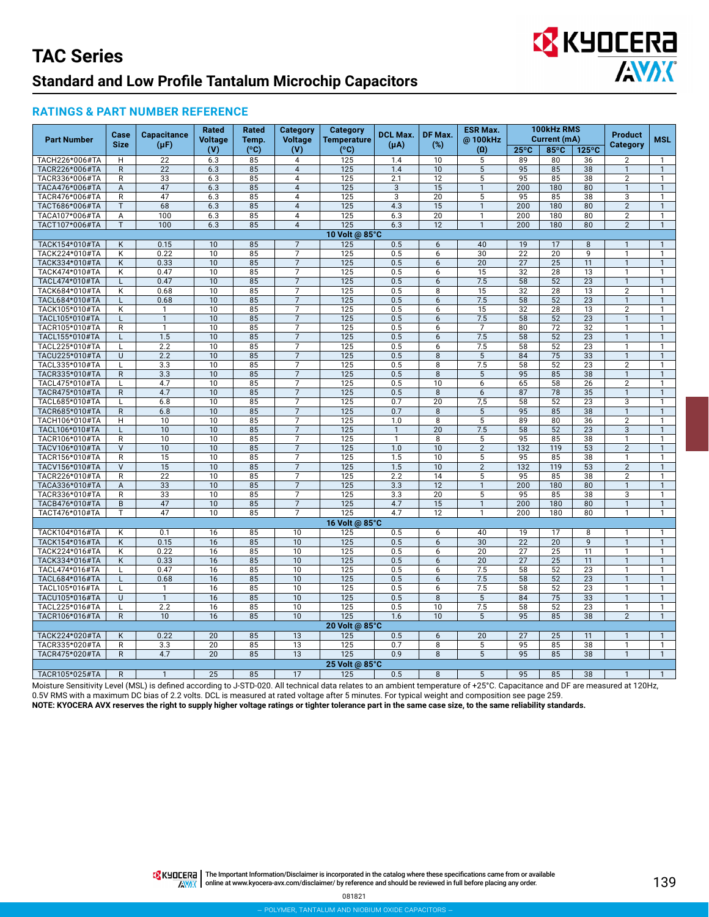# TAC Series

## Standard and Low Profile Tantalum Microchip Capacitors

### RATINGS & PART NUMBER REFERENCE

| Part Number | Case Size | Capacitance (μF) | Rated Voltage (V) | Rated Temp. (°C) | Category Voltage (V) | Category Temperature (°C) | DCL Max. (μA) | DF Max. (%) | ESR Max. @ 100kHz (Ω) | 100kHz RMS Current (mA) | | | Product Category | MSL |
|---|---|---|---|---|---|---|---|---|---|---|---|---|---|---|
| | | | | | | | | | | 25°C | 85°C | 125°C | | |
| TACH226*006#TA | H | 22 | 6.3 | 85 | 4 | 125 | 1.4 | 10 | 5 | 89 | 80 | 36 | 2 | 1 |
| TACR226*006#TA | R | 22 | 6.3 | 85 | 4 | 125 | 1.4 | 10 | 5 | 95 | 85 | 38 | 1 | 1 |
| TACR336*006#TA | R | 33 | 6.3 | 85 | 4 | 125 | 2.1 | 12 | 5 | 95 | 85 | 38 | 2 | 1 |
| TACA476*006#TA | A | 47 | 6.3 | 85 | 4 | 125 | 3 | 15 | 1 | 200 | 180 | 80 | 1 | 1 |
| TACR476*006#TA | R | 47 | 6.3 | 85 | 4 | 125 | 3 | 20 | 5 | 95 | 85 | 38 | 3 | 1 |
| TACT686*006#TA | T | 68 | 6.3 | 85 | 4 | 125 | 4.3 | 15 | 1 | 200 | 180 | 80 | 2 | 1 |
| TACA107*006#TA | A | 100 | 6.3 | 85 | 4 | 125 | 6.3 | 20 | 1 | 200 | 180 | 80 | 2 | 1 |
| TACT107*006#TA | T | 100 | 6.3 | 85 | 4 | 125 | 6.3 | 12 | 1 | 200 | 180 | 80 | 2 | 1 |
| **10 Volt @ 85°C** | | | | | | | | | | | | | | |
| TACK154*010#TA | K | 0.15 | 10 | 85 | 7 | 125 | 0.5 | 6 | 40 | 19 | 17 | 8 | 1 | 1 |
| TACK224*010#TA | K | 0.22 | 10 | 85 | 7 | 125 | 0.5 | 6 | 30 | 22 | 20 | 9 | 1 | 1 |
| TACK334*010#TA | K | 0.33 | 10 | 85 | 7 | 125 | 0.5 | 6 | 20 | 27 | 25 | 11 | 1 | 1 |
| TACK474*010#TA | K | 0.47 | 10 | 85 | 7 | 125 | 0.5 | 6 | 15 | 32 | 28 | 13 | 1 | 1 |
| TACL474*010#TA | L | 0.47 | 10 | 85 | 7 | 125 | 0.5 | 6 | 7.5 | 58 | 52 | 23 | 1 | 1 |
| TACK684*010#TA | K | 0.68 | 10 | 85 | 7 | 125 | 0.5 | 8 | 15 | 32 | 28 | 13 | 2 | 1 |
| TACL684*010#TA | L | 0.68 | 10 | 85 | 7 | 125 | 0.5 | 6 | 7.5 | 58 | 52 | 23 | 1 | 1 |
| TACK105*010#TA | K | 1 | 10 | 85 | 7 | 125 | 0.5 | 6 | 15 | 32 | 28 | 13 | 2 | 1 |
| TACL105*010#TA | L | 1 | 10 | 85 | 7 | 125 | 0.5 | 6 | 7.5 | 58 | 52 | 23 | 1 | 1 |
| TACR105*010#TA | R | 1 | 10 | 85 | 7 | 125 | 0.5 | 6 | 7 | 80 | 72 | 32 | 1 | 1 |
| TACL155*010#TA | L | 1.5 | 10 | 85 | 7 | 125 | 0.5 | 6 | 7.5 | 58 | 52 | 23 | 1 | 1 |
| TACL225*010#TA | L | 2.2 | 10 | 85 | 7 | 125 | 0.5 | 6 | 7.5 | 58 | 52 | 23 | 1 | 1 |
| TACU225*010#TA | U | 2.2 | 10 | 85 | 7 | 125 | 0.5 | 8 | 5 | 84 | 75 | 33 | 1 | 1 |
| TACL335*010#TA | L | 3.3 | 10 | 85 | 7 | 125 | 0.5 | 8 | 7.5 | 58 | 52 | 23 | 2 | 1 |
| TACR335*010#TA | R | 3.3 | 10 | 85 | 7 | 125 | 0.5 | 8 | 5 | 95 | 85 | 38 | 1 | 1 |
| TACL475*010#TA | L | 4.7 | 10 | 85 | 7 | 125 | 0.5 | 10 | 6 | 65 | 58 | 26 | 2 | 1 |
| TACR475*010#TA | R | 4.7 | 10 | 85 | 7 | 125 | 0.5 | 8 | 6 | 87 | 78 | 35 | 1 | 1 |
| TACL685*010#TA | L | 6.8 | 10 | 85 | 7 | 125 | 0.7 | 20 | 7,5 | 58 | 52 | 23 | 3 | 1 |
| TACR685*010#TA | R | 6.8 | 10 | 85 | 7 | 125 | 0.7 | 8 | 5 | 95 | 85 | 38 | 1 | 1 |
| TACH106*010#TA | H | 10 | 10 | 85 | 7 | 125 | 1.0 | 8 | 5 | 89 | 80 | 36 | 2 | 1 |
| TACL106*010#TA | L | 10 | 10 | 85 | 7 | 125 | 1 | 20 | 7.5 | 58 | 52 | 23 | 3 | 1 |
| TACR106*010#TA | R | 10 | 10 | 85 | 7 | 125 | 1 | 8 | 5 | 95 | 85 | 38 | 1 | 1 |
| TACV106*010#TA | V | 10 | 10 | 85 | 7 | 125 | 1.0 | 10 | 2 | 132 | 119 | 53 | 2 | 1 |
| TACR156*010#TA | R | 15 | 10 | 85 | 7 | 125 | 1.5 | 10 | 5 | 95 | 85 | 38 | 1 | 1 |
| TACV156*010#TA | V | 15 | 10 | 85 | 7 | 125 | 1.5 | 10 | 2 | 132 | 119 | 53 | 2 | 1 |
| TACR226*010#TA | R | 22 | 10 | 85 | 7 | 125 | 2.2 | 14 | 5 | 95 | 85 | 38 | 2 | 1 |
| TACA336*010#TA | A | 33 | 10 | 85 | 7 | 125 | 3.3 | 12 | 1 | 200 | 180 | 80 | 1 | 1 |
| TACR336*010#TA | R | 33 | 10 | 85 | 7 | 125 | 3.3 | 20 | 5 | 95 | 85 | 38 | 3 | 1 |
| TACB476*010#TA | B | 47 | 10 | 85 | 7 | 125 | 4.7 | 15 | 1 | 200 | 180 | 80 | 1 | 1 |
| TACT476*010#TA | T | 47 | 10 | 85 | 7 | 125 | 4.7 | 12 | 1 | 200 | 180 | 80 | 1 | 1 |
| **16 Volt @ 85°C** | | | | | | | | | | | | | | |
| TACK104*016#TA | K | 0.1 | 16 | 85 | 10 | 125 | 0.5 | 6 | 40 | 19 | 17 | 8 | 1 | 1 |
| TACK154*016#TA | K | 0.15 | 16 | 85 | 10 | 125 | 0.5 | 6 | 30 | 22 | 20 | 9 | 1 | 1 |
| TACK224*016#TA | K | 0.22 | 16 | 85 | 10 | 125 | 0.5 | 6 | 20 | 27 | 25 | 11 | 1 | 1 |
| TACK334*016#TA | K | 0.33 | 16 | 85 | 10 | 125 | 0.5 | 6 | 20 | 27 | 25 | 11 | 1 | 1 |
| TACL474*016#TA | L | 0.47 | 16 | 85 | 10 | 125 | 0.5 | 6 | 7.5 | 58 | 52 | 23 | 1 | 1 |
| TACL684*016#TA | L | 0.68 | 16 | 85 | 10 | 125 | 0.5 | 6 | 7.5 | 58 | 52 | 23 | 1 | 1 |
| TACL105*016#TA | L | 1 | 16 | 85 | 10 | 125 | 0.5 | 6 | 7.5 | 58 | 52 | 23 | 1 | 1 |
| TACU105*016#TA | U | 1 | 16 | 85 | 10 | 125 | 0.5 | 8 | 5 | 84 | 75 | 33 | 1 | 1 |
| TACL225*016#TA | L | 2.2 | 16 | 85 | 10 | 125 | 0.5 | 10 | 7.5 | 58 | 52 | 23 | 1 | 1 |
| TACR106*016#TA | R | 10 | 16 | 85 | 10 | 125 | 1.6 | 10 | 5 | 95 | 85 | 38 | 2 | 1 |
| **20 Volt @ 85°C** | | | | | | | | | | | | | | |
| TACK224*020#TA | K | 0.22 | 20 | 85 | 13 | 125 | 0.5 | 6 | 20 | 27 | 25 | 11 | 1 | 1 |
| TACR335*020#TA | R | 3.3 | 20 | 85 | 13 | 125 | 0.7 | 8 | 5 | 95 | 85 | 38 | 1 | 1 |
| TACR475*020#TA | R | 4.7 | 20 | 85 | 13 | 125 | 0.9 | 8 | 5 | 95 | 85 | 38 | 1 | 1 |
| **25 Volt @ 85°C** | | | | | | | | | | | | | | |
| TACR105*025#TA | R | 1 | 25 | 85 | 17 | 125 | 0.5 | 8 | 5 | 95 | 85 | 38 | 1 | 1 |

Moisture Sensitivity Level (MSL) is defined according to J-STD-020. All technical data relates to an ambient temperature of +25°C. Capacitance and DF are measured at 120Hz, 0.5V RMS with a maximum DC bias of 2.2 volts. DCL is measured at rated voltage after 5 minutes. For typical weight and composition see page 259.

**NOTE: KYOCERA AVX reserves the right to supply higher voltage ratings or tighter tolerance part in the same case size, to the same reliability standards.**

The Important Information/Disclaimer is incorporated in the catalog where these specifications came from or available online at www.kyocera-avx.com/disclaimer/ by reference and should be reviewed in full before placing any order.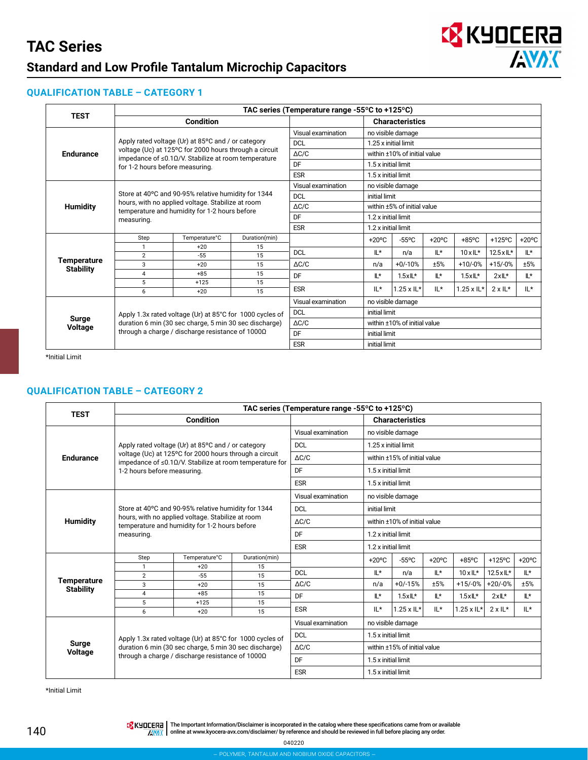# TAC Series

## Standard and Low Profile Tantalum Microchip Capacitors

### QUALIFICATION TABLE – CATEGORY 1

| TEST | TAC series (Temperature range -55ºC to +125ºC) | | | | | | | |
|---|---|---|---|---|---|---|---|---|
| | Condition | | Characteristics | | | | | |
| Endurance | Apply rated voltage (Ur) at 85ºC and / or category voltage (Uc) at 125ºC for 2000 hours through a circuit impedance of ≤0.1Ω/V. Stabilize at room temperature for 1-2 hours before measuring. | Visual examination | no visible damage | | | | | |
| | | DCL | 1.25 x initial limit | | | | | |
| | | ΔC/C | within ±10% of initial value | | | | | |
| | | DF | 1.5 x initial limit | | | | | |
| | | ESR | 1.5 x initial limit | | | | | |
| Humidity | Store at 40ºC and 90-95% relative humidity for 1344 hours, with no applied voltage. Stabilize at room temperature and humidity for 1-2 hours before measuring. | Visual examination | no visible damage | | | | | |
| | | DCL | initial limit | | | | | |
| | | ΔC/C | within ±5% of initial value | | | | | |
| | | DF | 1.2 x initial limit | | | | | |
| | | ESR | 1.2 x initial limit | | | | | |
| Temperature Stability | Step / Temperature°C / Duration(min): 1 / +20 / 15; 2 / -55 / 15; 3 / +20 / 15; 4 / +85 / 15; 5 / +125 / 15; 6 / +20 / 15 | | +20ºC | -55ºC | +20ºC | +85ºC | +125ºC | +20ºC |
| | | DCL | IL* | n/a | IL* | 10 x IL* | 12.5 x IL* | IL* |
| | | ΔC/C | n/a | +0/-10% | ±5% | +10/-0% | +15/-0% | ±5% |
| | | DF | IL* | 1.5xIL* | IL* | 1.5xIL* | 2xIL* | IL* |
| | | ESR | IL* | 1.25 x IL* | IL* | 1.25 x IL* | 2 x IL* | IL* |
| Surge Voltage | Apply 1.3x rated voltage (Ur) at 85°C for 1000 cycles of duration 6 min (30 sec charge, 5 min 30 sec discharge) through a charge / discharge resistance of 1000Ω | Visual examination | no visible damage | | | | | |
| | | DCL | initial limit | | | | | |
| | | ΔC/C | within ±10% of initial value | | | | | |
| | | DF | initial limit | | | | | |
| | | ESR | initial limit | | | | | |

*Initial Limit

### QUALIFICATION TABLE – CATEGORY 2

| TEST | TAC series (Temperature range -55ºC to +125ºC) | | | | | | | |
|---|---|---|---|---|---|---|---|---|
| | Condition | | Characteristics | | | | | |
| Endurance | Apply rated voltage (Ur) at 85ºC and / or category voltage (Uc) at 125ºC for 2000 hours through a circuit impedance of ≤0.1Ω/V. Stabilize at room temperature for 1-2 hours before measuring. | Visual examination | no visible damage | | | | | |
| | | DCL | 1.25 x initial limit | | | | | |
| | | ΔC/C | within ±15% of initial value | | | | | |
| | | DF | 1.5 x initial limit | | | | | |
| | | ESR | 1.5 x initial limit | | | | | |
| Humidity | Store at 40ºC and 90-95% relative humidity for 1344 hours, with no applied voltage. Stabilize at room temperature and humidity for 1-2 hours before measuring. | Visual examination | no visible damage | | | | | |
| | | DCL | initial limit | | | | | |
| | | ΔC/C | within ±10% of initial value | | | | | |
| | | DF | 1.2 x initial limit | | | | | |
| | | ESR | 1.2 x initial limit | | | | | |
| Temperature Stability | Step / Temperature°C / Duration(min): 1 / +20 / 15; 2 / -55 / 15; 3 / +20 / 15; 4 / +85 / 15; 5 / +125 / 15; 6 / +20 / 15 | | +20ºC | -55ºC | +20ºC | +85ºC | +125ºC | +20ºC |
| | | DCL | IL* | n/a | IL* | 10 x IL* | 12.5 x IL* | IL* |
| | | ΔC/C | n/a | +0/-15% | ±5% | +15/-0% | +20/-0% | ±5% |
| | | DF | IL* | 1.5xIL* | IL* | 1.5xIL* | 2xIL* | IL* |
| | | ESR | IL* | 1.25 x IL* | IL* | 1.25 x IL* | 2 x IL* | IL* |
| Surge Voltage | Apply 1.3x rated voltage (Ur) at 85°C for 1000 cycles of duration 6 min (30 sec charge, 5 min 30 sec discharge) through a charge / discharge resistance of 1000Ω | Visual examination | no visible damage | | | | | |
| | | DCL | 1.5 x initial limit | | | | | |
| | | ΔC/C | within ±15% of initial value | | | | | |
| | | DF | 1.5 x initial limit | | | | | |
| | | ESR | 1.5 x initial limit | | | | | |

*Initial Limit

The Important Information/Disclaimer is incorporated in the catalog where these specifications came from or available online at www.kyocera-avx.com/disclaimer/ by reference and should be reviewed in full before placing any order.

040220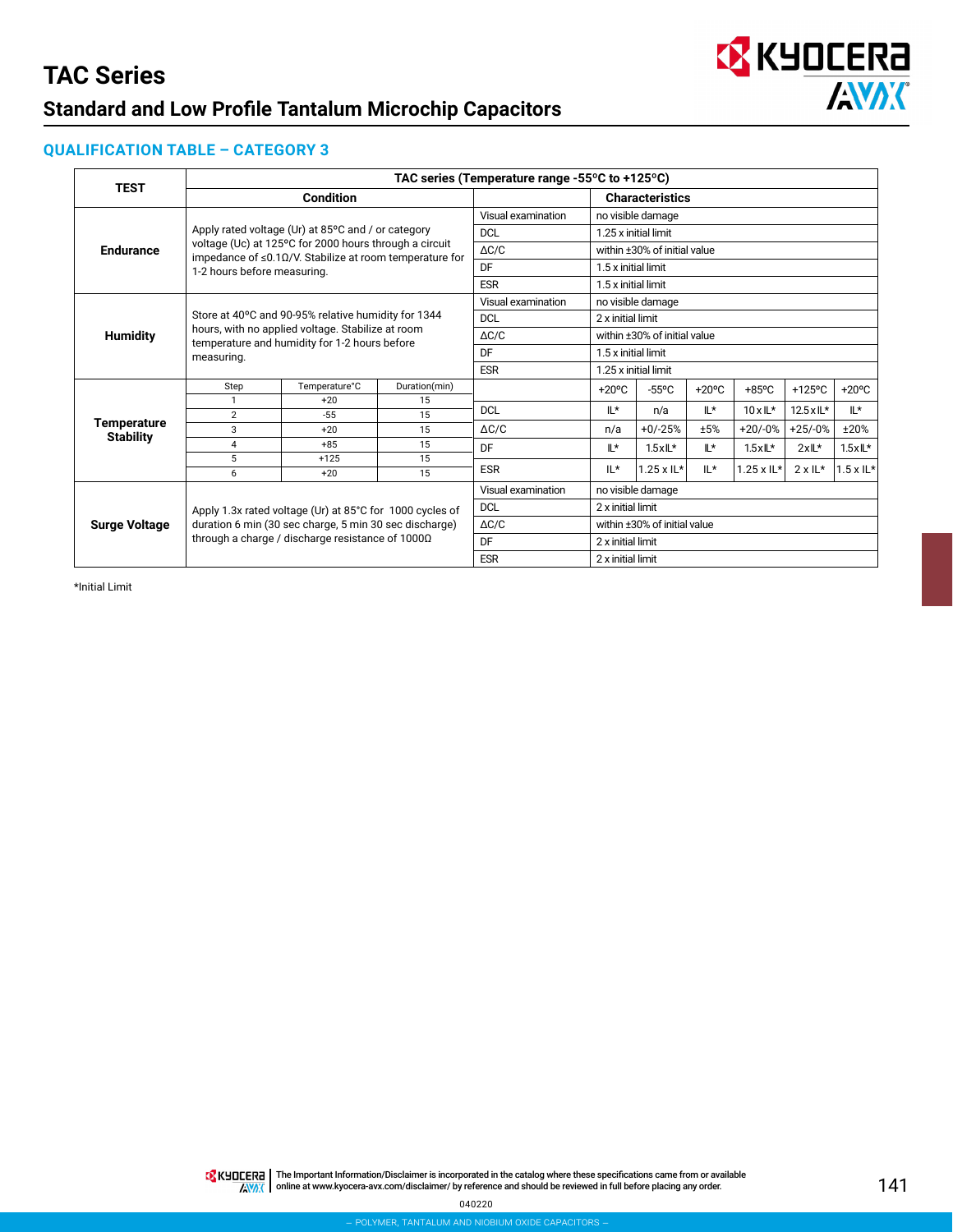# TAC Series

## Standard and Low Profile Tantalum Microchip Capacitors

### QUALIFICATION TABLE – CATEGORY 3

| TEST | TAC series (Temperature range -55°C to +125°C) | | | | | | | | |
|---|---|---|---|---|---|---|---|---|---|
| | Condition | | Characteristics | | | | | | |
| Endurance | Apply rated voltage (Ur) at 85°C and / or category voltage (Uc) at 125°C for 2000 hours through a circuit impedance of ≤0.1Ω/V. Stabilize at room temperature for 1-2 hours before measuring. | Visual examination | no visible damage | | | | | | |
| | | DCL | 1.25 x initial limit | | | | | | |
| | | ΔC/C | within ±30% of initial value | | | | | | |
| | | DF | 1.5 x initial limit | | | | | | |
| | | ESR | 1.5 x initial limit | | | | | | |
| Humidity | Store at 40°C and 90-95% relative humidity for 1344 hours, with no applied voltage. Stabilize at room temperature and humidity for 1-2 hours before measuring. | Visual examination | no visible damage | | | | | | |
| | | DCL | 2 x initial limit | | | | | | |
| | | ΔC/C | within ±30% of initial value | | | | | | |
| | | DF | 1.5 x initial limit | | | | | | |
| | | ESR | 1.25 x initial limit | | | | | | |
| Temperature Stability | Step / Temperature°C / Duration(min): 1 / +20 / 15; 2 / -55 / 15; 3 / +20 / 15; 4 / +85 / 15; 5 / +125 / 15; 6 / +20 / 15 | | +20°C | -55°C | +20°C | +85°C | +125°C | +20°C | |
| | | DCL | IL* | n/a | IL* | 10 x IL* | 12.5 x IL* | IL* | |
| | | ΔC/C | n/a | +0/-25% | ±5% | +20/-0% | +25/-0% | ±20% | |
| | | DF | IL* | 1.5x IL* | IL* | 1.5x IL* | 2x IL* | 1.5x IL* | |
| | | ESR | IL* | 1.25 x IL* | IL* | 1.25 x IL* | 2 x IL* | 1.5 x IL* | |
| Surge Voltage | Apply 1.3x rated voltage (Ur) at 85°C for 1000 cycles of duration 6 min (30 sec charge, 5 min 30 sec discharge) through a charge / discharge resistance of 1000Ω | Visual examination | no visible damage | | | | | | |
| | | DCL | 2 x initial limit | | | | | | |
| | | ΔC/C | within ±30% of initial value | | | | | | |
| | | DF | 2 x initial limit | | | | | | |
| | | ESR | 2 x initial limit | | | | | | |

*Initial Limit

The Important Information/Disclaimer is incorporated in the catalog where these specifications came from or available online at www.kyocera-avx.com/disclaimer/ by reference and should be reviewed in full before placing any order.

040220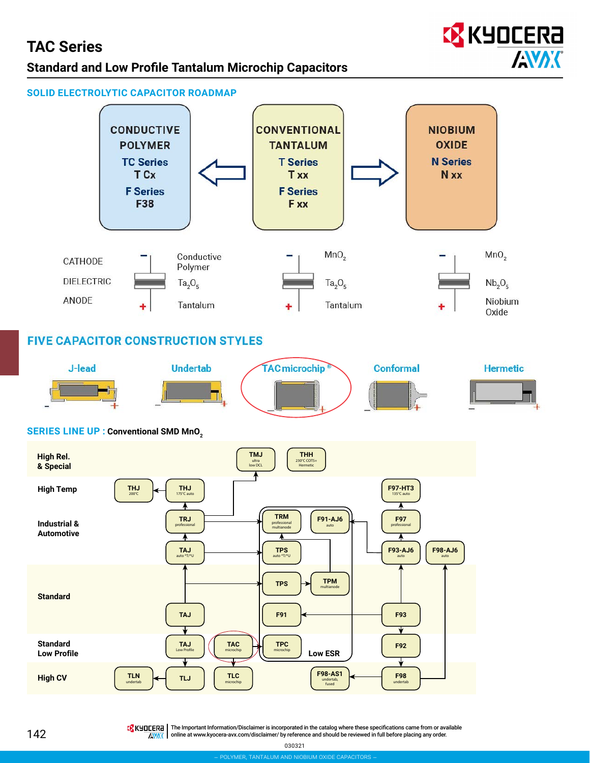# TAC Series

## Standard and Low Profile Tantalum Microchip Capacitors

### SOLID ELECTROLYTIC CAPACITOR ROADMAP

CONDUCTIVE POLYMER
TC Series
T Cx
F Series
F38

CONVENTIONAL TANTALUM
T Series
T xx
F Series
F xx

NIOBIUM OXIDE
N Series
N xx

CATHODE
DIELECTRIC
ANODE

Conductive Polymer
$Ta_2O_5$
Tantalum

$MnO_2$
$Ta_2O_5$
Tantalum

$MnO_2$
$Nb_2O_5$
Niobium Oxide

### FIVE CAPACITOR CONSTRUCTION STYLES

J-lead
Undertab
TAC microchip®
Conformal
Hermetic

### SERIES LINE UP : Conventional SMD $MnO_2$

High Rel. & Special
TMJ ultra low DCL
THH 230°C COTS+ Hermetic

High Temp
THJ 200°C
THJ 175°C auto
F97-HT3 135°C auto

Industrial & Automotive
TRJ professional
TRM professional multianode
F91-AJ6 auto
F97 professional
TAJ auto *T/*U
TPS auto *T/*U
F93-AJ6 auto
F98-AJ6 auto

Standard
TPS
TPM multianode
TAJ
F91
F93

Standard Low Profile
TAJ Low Profile
TAC microchip
TPC microchip
Low ESR
F92

High CV
TLN undertab
TLJ
TLC microchip
F98-AS1 undertab, fused
F98 undertab

The Important Information/Disclaimer is incorporated in the catalog where these specifications came from or available online at www.kyocera-avx.com/disclaimer/ by reference and should be reviewed in full before placing any order.

030321